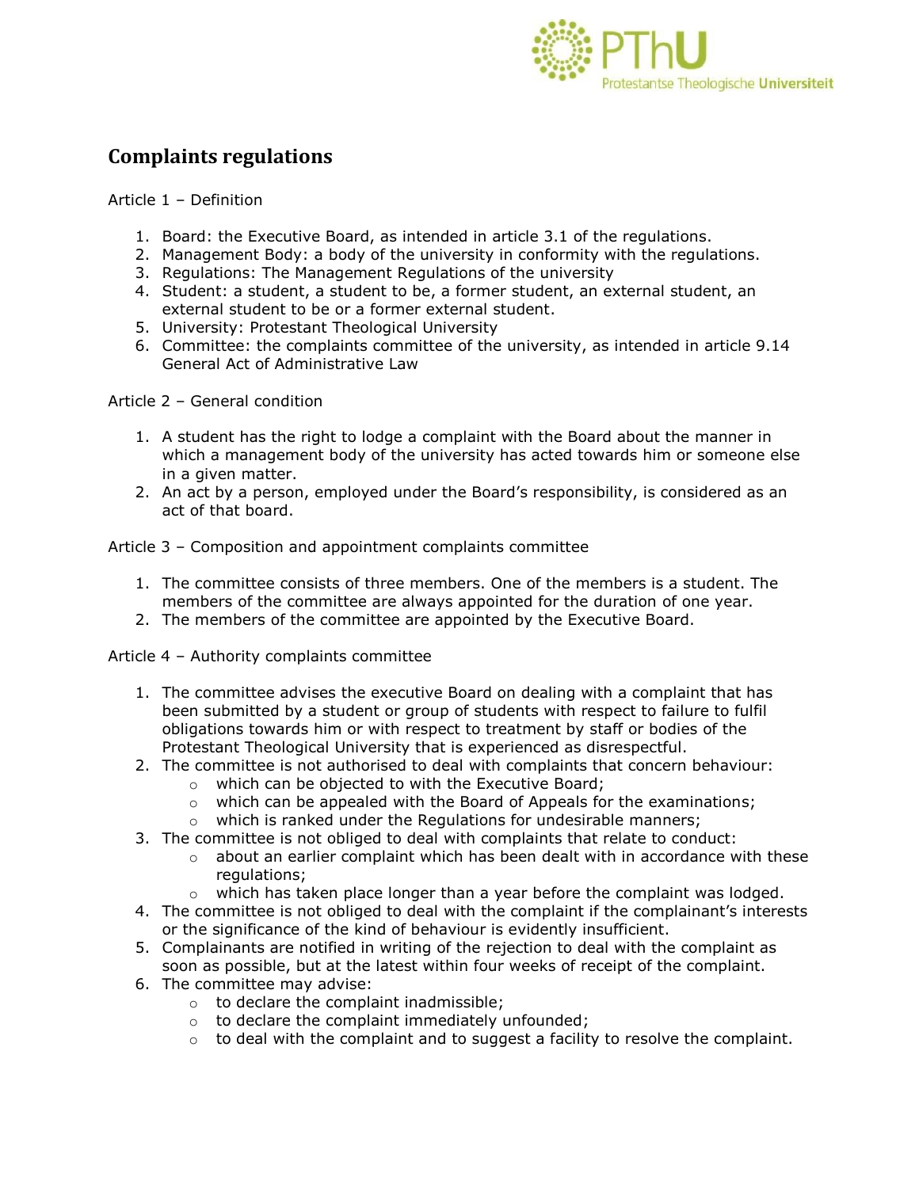# Complaints regulations

Article 1 – Definition

1. Board: the Executive Board, as intended in article 3.1 of the regulations.
2. Management Body: a body of the university in conformity with the regulations.
3. Regulations: The Management Regulations of the university
4. Student: a student, a student to be, a former student, an external student, an external student to be or a former external student.
5. University: Protestant Theological University
6. Committee: the complaints committee of the university, as intended in article 9.14 General Act of Administrative Law

Article 2 – General condition

1. A student has the right to lodge a complaint with the Board about the manner in which a management body of the university has acted towards him or someone else in a given matter.
2. An act by a person, employed under the Board's responsibility, is considered as an act of that board.

Article 3 – Composition and appointment complaints committee

1. The committee consists of three members. One of the members is a student. The members of the committee are always appointed for the duration of one year.
2. The members of the committee are appointed by the Executive Board.

Article 4 – Authority complaints committee

1. The committee advises the executive Board on dealing with a complaint that has been submitted by a student or group of students with respect to failure to fulfil obligations towards him or with respect to treatment by staff or bodies of the Protestant Theological University that is experienced as disrespectful.
2. The committee is not authorised to deal with complaints that concern behaviour:
   - which can be objected to with the Executive Board;
   - which can be appealed with the Board of Appeals for the examinations;
   - which is ranked under the Regulations for undesirable manners;
3. The committee is not obliged to deal with complaints that relate to conduct:
   - about an earlier complaint which has been dealt with in accordance with these regulations;
   - which has taken place longer than a year before the complaint was lodged.
4. The committee is not obliged to deal with the complaint if the complainant's interests or the significance of the kind of behaviour is evidently insufficient.
5. Complainants are notified in writing of the rejection to deal with the complaint as soon as possible, but at the latest within four weeks of receipt of the complaint.
6. The committee may advise:
   - to declare the complaint inadmissible;
   - to declare the complaint immediately unfounded;
   - to deal with the complaint and to suggest a facility to resolve the complaint.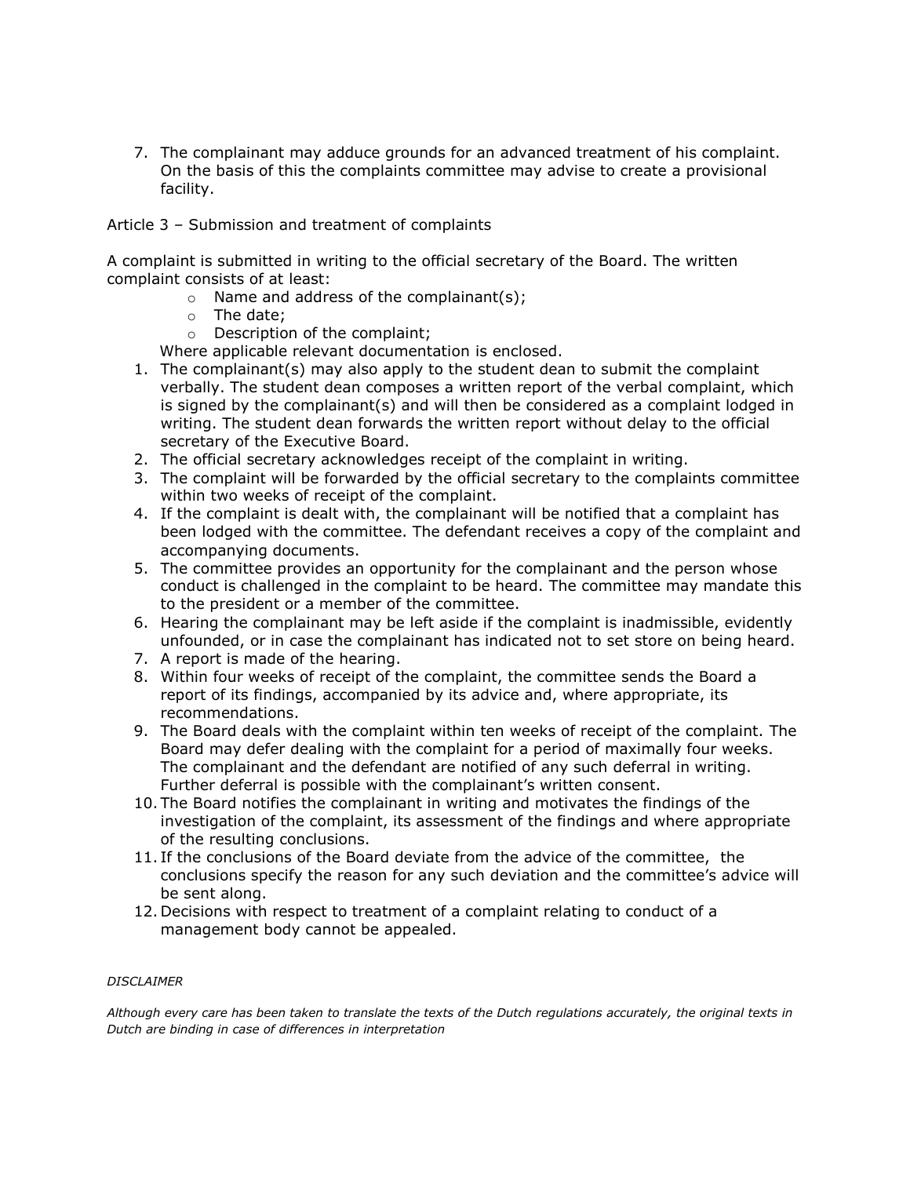7. The complainant may adduce grounds for an advanced treatment of his complaint. On the basis of this the complaints committee may advise to create a provisional facility.

Article 3 – Submission and treatment of complaints

A complaint is submitted in writing to the official secretary of the Board. The written complaint consists of at least:

- Name and address of the complainant(s);
- The date;
- Description of the complaint;

Where applicable relevant documentation is enclosed.

1. The complainant(s) may also apply to the student dean to submit the complaint verbally. The student dean composes a written report of the verbal complaint, which is signed by the complainant(s) and will then be considered as a complaint lodged in writing. The student dean forwards the written report without delay to the official secretary of the Executive Board.
2. The official secretary acknowledges receipt of the complaint in writing.
3. The complaint will be forwarded by the official secretary to the complaints committee within two weeks of receipt of the complaint.
4. If the complaint is dealt with, the complainant will be notified that a complaint has been lodged with the committee. The defendant receives a copy of the complaint and accompanying documents.
5. The committee provides an opportunity for the complainant and the person whose conduct is challenged in the complaint to be heard. The committee may mandate this to the president or a member of the committee.
6. Hearing the complainant may be left aside if the complaint is inadmissible, evidently unfounded, or in case the complainant has indicated not to set store on being heard.
7. A report is made of the hearing.
8. Within four weeks of receipt of the complaint, the committee sends the Board a report of its findings, accompanied by its advice and, where appropriate, its recommendations.
9. The Board deals with the complaint within ten weeks of receipt of the complaint. The Board may defer dealing with the complaint for a period of maximally four weeks. The complainant and the defendant are notified of any such deferral in writing. Further deferral is possible with the complainant's written consent.
10. The Board notifies the complainant in writing and motivates the findings of the investigation of the complaint, its assessment of the findings and where appropriate of the resulting conclusions.
11. If the conclusions of the Board deviate from the advice of the committee, the conclusions specify the reason for any such deviation and the committee's advice will be sent along.
12. Decisions with respect to treatment of a complaint relating to conduct of a management body cannot be appealed.

*DISCLAIMER*

*Although every care has been taken to translate the texts of the Dutch regulations accurately, the original texts in Dutch are binding in case of differences in interpretation*